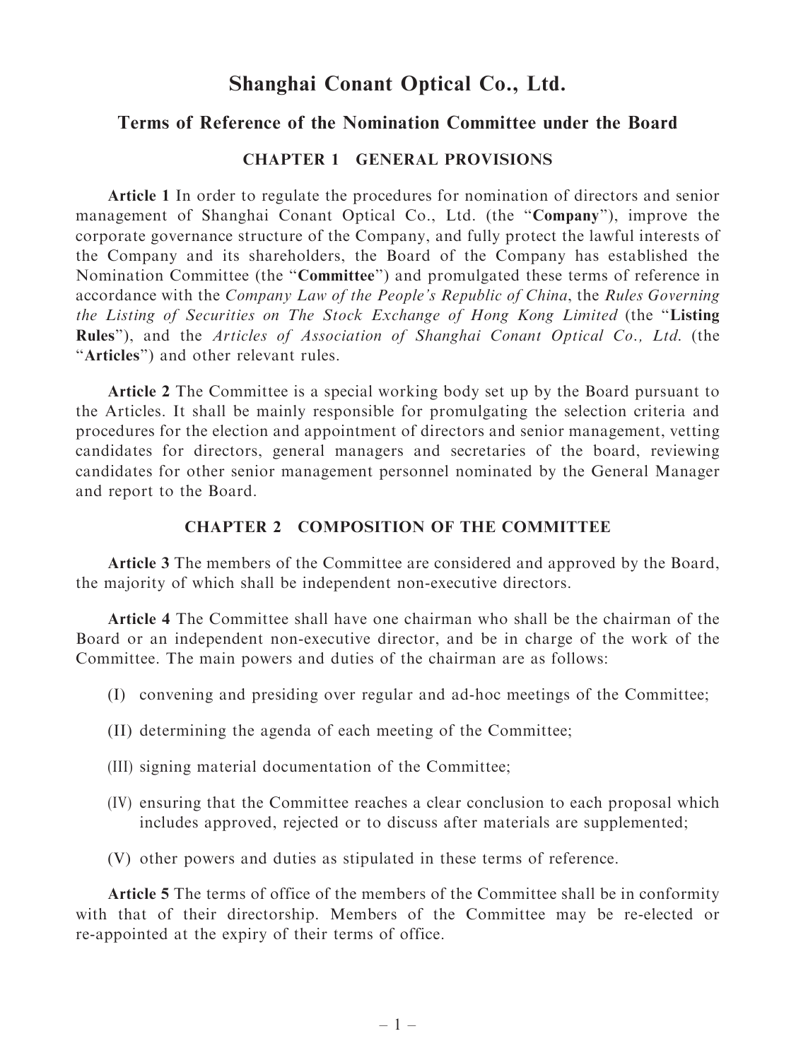# Shanghai Conant Optical Co., Ltd.

## Terms of Reference of the Nomination Committee under the Board

### CHAPTER 1 GENERAL PROVISIONS

**Article 1** In order to regulate the procedures for nomination of directors and senior management of Shanghai Conant Optical Co., Ltd. (the "**Company**"), improve the corporate governance structure of the Company, and fully protect the lawful interests of the Company and its shareholders, the Board of the Company has established the Nomination Committee (the "**Committee**") and promulgated these terms of reference in accordance with the *Company Law of the People's Republic of China*, the *Rules Governing the Listing of Securities on The Stock Exchange of Hong Kong Limited* (the "**Listing Rules**"), and the *Articles of Association of Shanghai Conant Optical Co., Ltd.* (the "**Articles**") and other relevant rules.

**Article 2** The Committee is a special working body set up by the Board pursuant to the Articles. It shall be mainly responsible for promulgating the selection criteria and procedures for the election and appointment of directors and senior management, vetting candidates for directors, general managers and secretaries of the board, reviewing candidates for other senior management personnel nominated by the General Manager and report to the Board.

### CHAPTER 2 COMPOSITION OF THE COMMITTEE

**Article 3** The members of the Committee are considered and approved by the Board, the majority of which shall be independent non-executive directors.

**Article 4** The Committee shall have one chairman who shall be the chairman of the Board or an independent non-executive director, and be in charge of the work of the Committee. The main powers and duties of the chairman are as follows:

(I) convening and presiding over regular and ad-hoc meetings of the Committee;

(II) determining the agenda of each meeting of the Committee;

(III) signing material documentation of the Committee;

(IV) ensuring that the Committee reaches a clear conclusion to each proposal which includes approved, rejected or to discuss after materials are supplemented;

(V) other powers and duties as stipulated in these terms of reference.

**Article 5** The terms of office of the members of the Committee shall be in conformity with that of their directorship. Members of the Committee may be re-elected or re-appointed at the expiry of their terms of office.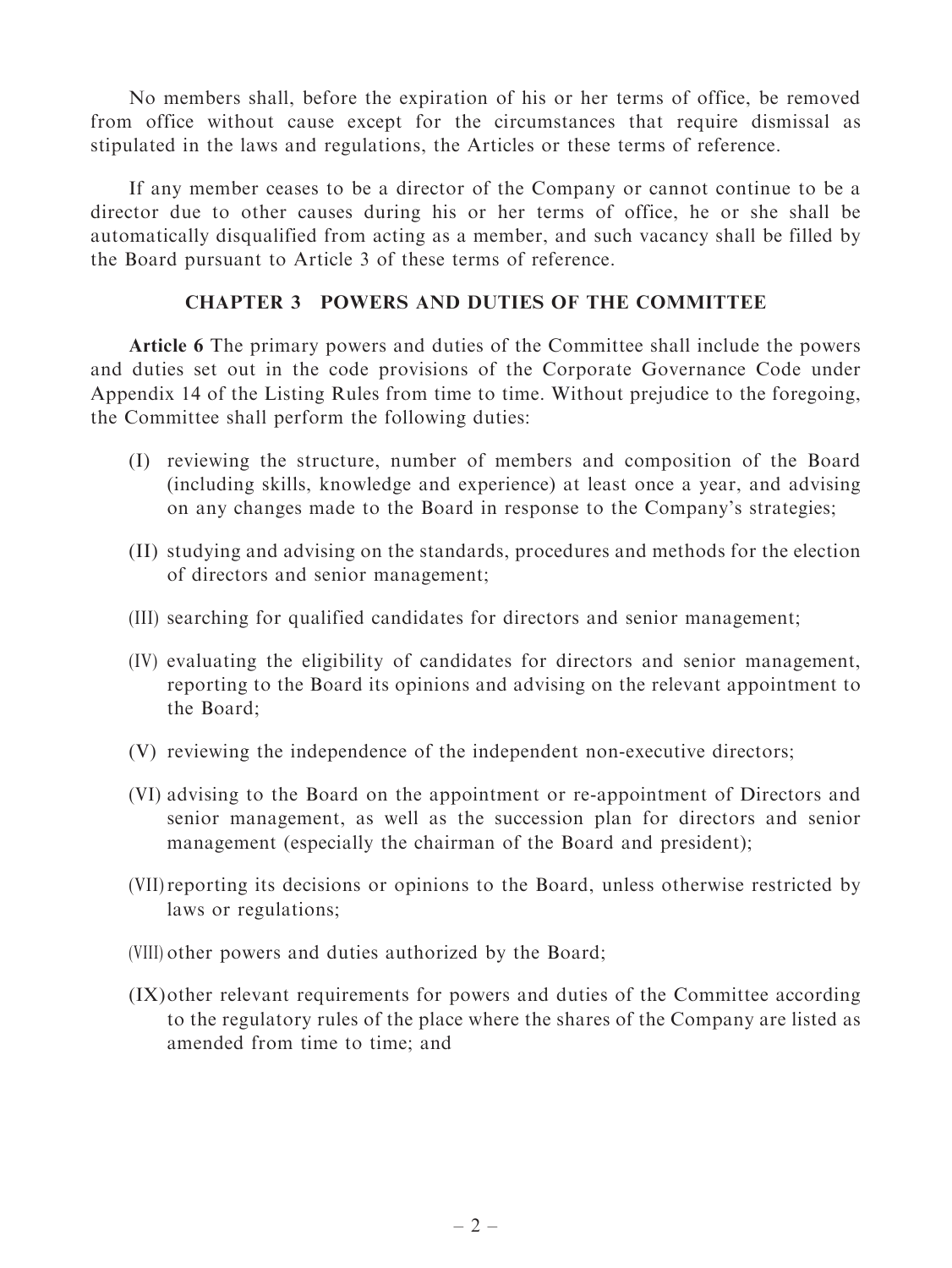No members shall, before the expiration of his or her terms of office, be removed from office without cause except for the circumstances that require dismissal as stipulated in the laws and regulations, the Articles or these terms of reference.

If any member ceases to be a director of the Company or cannot continue to be a director due to other causes during his or her terms of office, he or she shall be automatically disqualified from acting as a member, and such vacancy shall be filled by the Board pursuant to Article 3 of these terms of reference.

## CHAPTER 3 POWERS AND DUTIES OF THE COMMITTEE

**Article 6** The primary powers and duties of the Committee shall include the powers and duties set out in the code provisions of the Corporate Governance Code under Appendix 14 of the Listing Rules from time to time. Without prejudice to the foregoing, the Committee shall perform the following duties:

(I) reviewing the structure, number of members and composition of the Board (including skills, knowledge and experience) at least once a year, and advising on any changes made to the Board in response to the Company's strategies;

(II) studying and advising on the standards, procedures and methods for the election of directors and senior management;

(III) searching for qualified candidates for directors and senior management;

(IV) evaluating the eligibility of candidates for directors and senior management, reporting to the Board its opinions and advising on the relevant appointment to the Board;

(V) reviewing the independence of the independent non-executive directors;

(VI) advising to the Board on the appointment or re-appointment of Directors and senior management, as well as the succession plan for directors and senior management (especially the chairman of the Board and president);

(VII) reporting its decisions or opinions to the Board, unless otherwise restricted by laws or regulations;

(VIII) other powers and duties authorized by the Board;

(IX) other relevant requirements for powers and duties of the Committee according to the regulatory rules of the place where the shares of the Company are listed as amended from time to time; and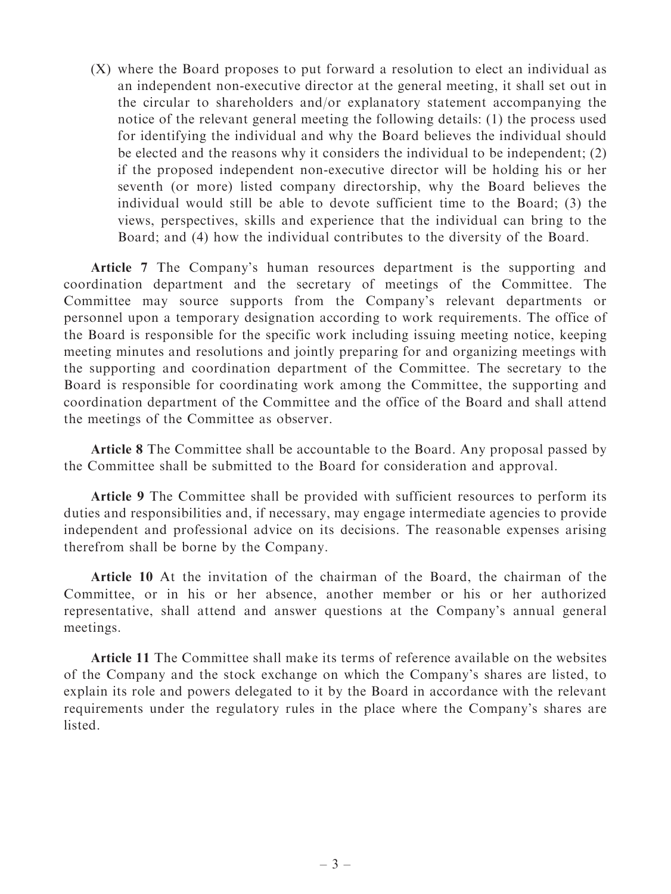(X) where the Board proposes to put forward a resolution to elect an individual as an independent non-executive director at the general meeting, it shall set out in the circular to shareholders and/or explanatory statement accompanying the notice of the relevant general meeting the following details: (1) the process used for identifying the individual and why the Board believes the individual should be elected and the reasons why it considers the individual to be independent; (2) if the proposed independent non-executive director will be holding his or her seventh (or more) listed company directorship, why the Board believes the individual would still be able to devote sufficient time to the Board; (3) the views, perspectives, skills and experience that the individual can bring to the Board; and (4) how the individual contributes to the diversity of the Board.

**Article 7** The Company's human resources department is the supporting and coordination department and the secretary of meetings of the Committee. The Committee may source supports from the Company's relevant departments or personnel upon a temporary designation according to work requirements. The office of the Board is responsible for the specific work including issuing meeting notice, keeping meeting minutes and resolutions and jointly preparing for and organizing meetings with the supporting and coordination department of the Committee. The secretary to the Board is responsible for coordinating work among the Committee, the supporting and coordination department of the Committee and the office of the Board and shall attend the meetings of the Committee as observer.

**Article 8** The Committee shall be accountable to the Board. Any proposal passed by the Committee shall be submitted to the Board for consideration and approval.

**Article 9** The Committee shall be provided with sufficient resources to perform its duties and responsibilities and, if necessary, may engage intermediate agencies to provide independent and professional advice on its decisions. The reasonable expenses arising therefrom shall be borne by the Company.

**Article 10** At the invitation of the chairman of the Board, the chairman of the Committee, or in his or her absence, another member or his or her authorized representative, shall attend and answer questions at the Company's annual general meetings.

**Article 11** The Committee shall make its terms of reference available on the websites of the Company and the stock exchange on which the Company's shares are listed, to explain its role and powers delegated to it by the Board in accordance with the relevant requirements under the regulatory rules in the place where the Company's shares are listed.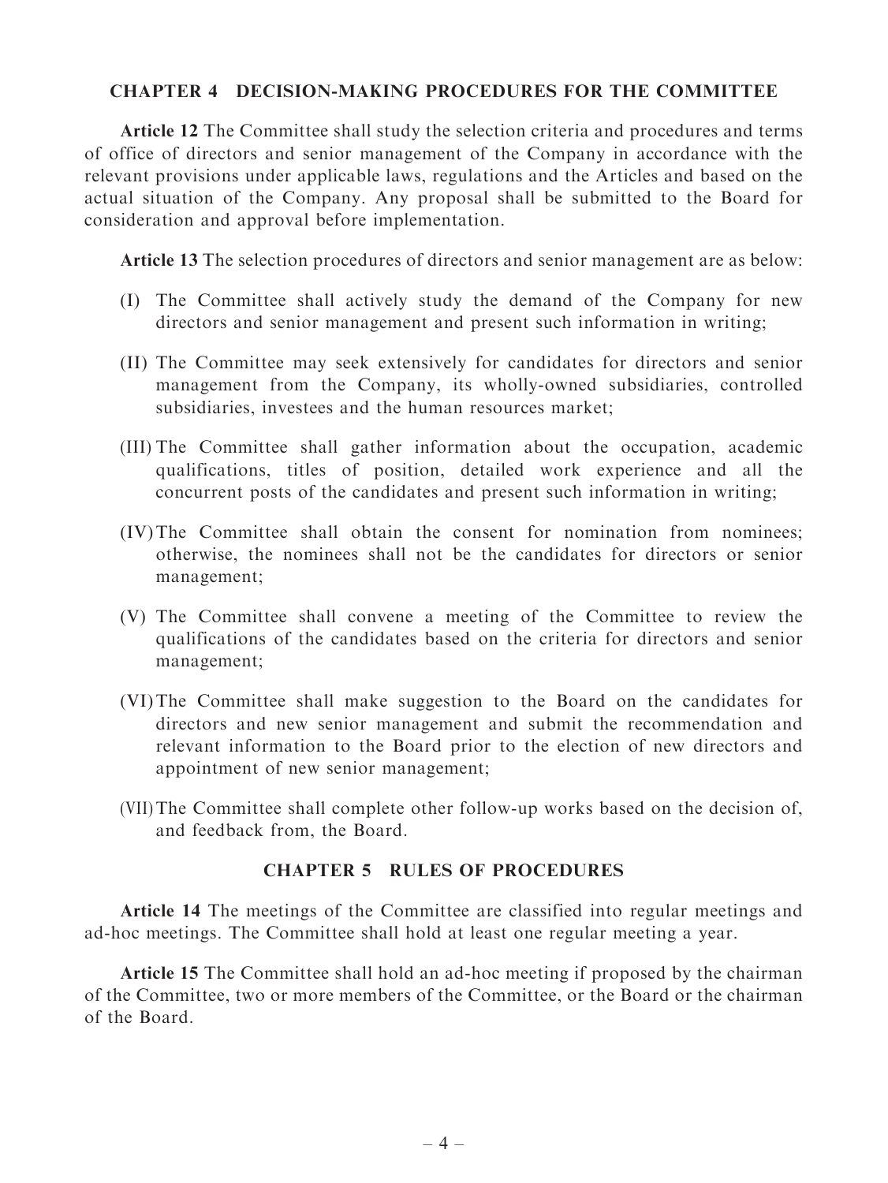## CHAPTER 4 DECISION-MAKING PROCEDURES FOR THE COMMITTEE

**Article 12** The Committee shall study the selection criteria and procedures and terms of office of directors and senior management of the Company in accordance with the relevant provisions under applicable laws, regulations and the Articles and based on the actual situation of the Company. Any proposal shall be submitted to the Board for consideration and approval before implementation.

**Article 13** The selection procedures of directors and senior management are as below:

(I) The Committee shall actively study the demand of the Company for new directors and senior management and present such information in writing;

(II) The Committee may seek extensively for candidates for directors and senior management from the Company, its wholly-owned subsidiaries, controlled subsidiaries, investees and the human resources market;

(III) The Committee shall gather information about the occupation, academic qualifications, titles of position, detailed work experience and all the concurrent posts of the candidates and present such information in writing;

(IV) The Committee shall obtain the consent for nomination from nominees; otherwise, the nominees shall not be the candidates for directors or senior management;

(V) The Committee shall convene a meeting of the Committee to review the qualifications of the candidates based on the criteria for directors and senior management;

(VI) The Committee shall make suggestion to the Board on the candidates for directors and new senior management and submit the recommendation and relevant information to the Board prior to the election of new directors and appointment of new senior management;

(VII) The Committee shall complete other follow-up works based on the decision of, and feedback from, the Board.

## CHAPTER 5 RULES OF PROCEDURES

**Article 14** The meetings of the Committee are classified into regular meetings and ad-hoc meetings. The Committee shall hold at least one regular meeting a year.

**Article 15** The Committee shall hold an ad-hoc meeting if proposed by the chairman of the Committee, two or more members of the Committee, or the Board or the chairman of the Board.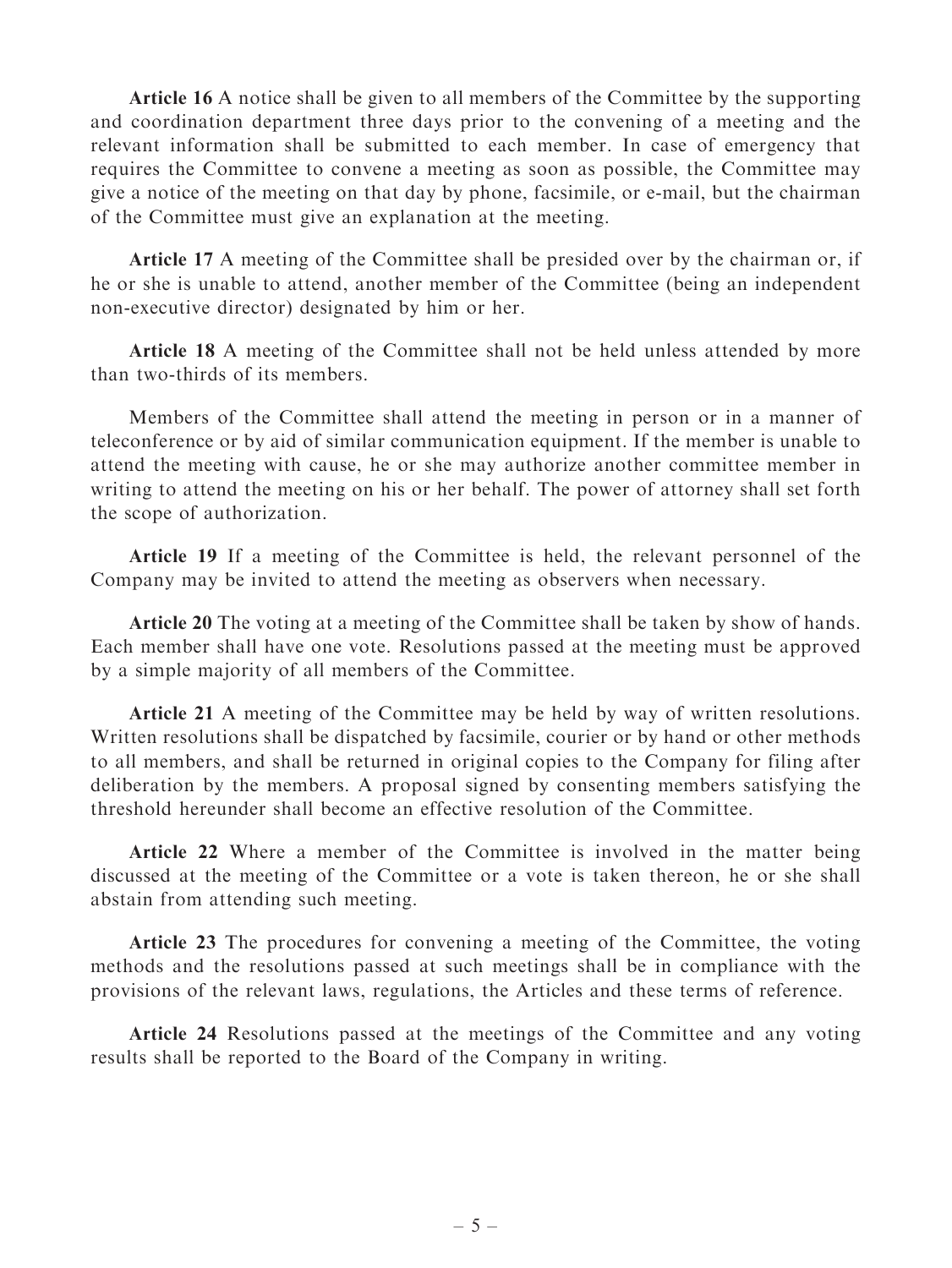**Article 16** A notice shall be given to all members of the Committee by the supporting and coordination department three days prior to the convening of a meeting and the relevant information shall be submitted to each member. In case of emergency that requires the Committee to convene a meeting as soon as possible, the Committee may give a notice of the meeting on that day by phone, facsimile, or e-mail, but the chairman of the Committee must give an explanation at the meeting.

**Article 17** A meeting of the Committee shall be presided over by the chairman or, if he or she is unable to attend, another member of the Committee (being an independent non-executive director) designated by him or her.

**Article 18** A meeting of the Committee shall not be held unless attended by more than two-thirds of its members.

Members of the Committee shall attend the meeting in person or in a manner of teleconference or by aid of similar communication equipment. If the member is unable to attend the meeting with cause, he or she may authorize another committee member in writing to attend the meeting on his or her behalf. The power of attorney shall set forth the scope of authorization.

**Article 19** If a meeting of the Committee is held, the relevant personnel of the Company may be invited to attend the meeting as observers when necessary.

**Article 20** The voting at a meeting of the Committee shall be taken by show of hands. Each member shall have one vote. Resolutions passed at the meeting must be approved by a simple majority of all members of the Committee.

**Article 21** A meeting of the Committee may be held by way of written resolutions. Written resolutions shall be dispatched by facsimile, courier or by hand or other methods to all members, and shall be returned in original copies to the Company for filing after deliberation by the members. A proposal signed by consenting members satisfying the threshold hereunder shall become an effective resolution of the Committee.

**Article 22** Where a member of the Committee is involved in the matter being discussed at the meeting of the Committee or a vote is taken thereon, he or she shall abstain from attending such meeting.

**Article 23** The procedures for convening a meeting of the Committee, the voting methods and the resolutions passed at such meetings shall be in compliance with the provisions of the relevant laws, regulations, the Articles and these terms of reference.

**Article 24** Resolutions passed at the meetings of the Committee and any voting results shall be reported to the Board of the Company in writing.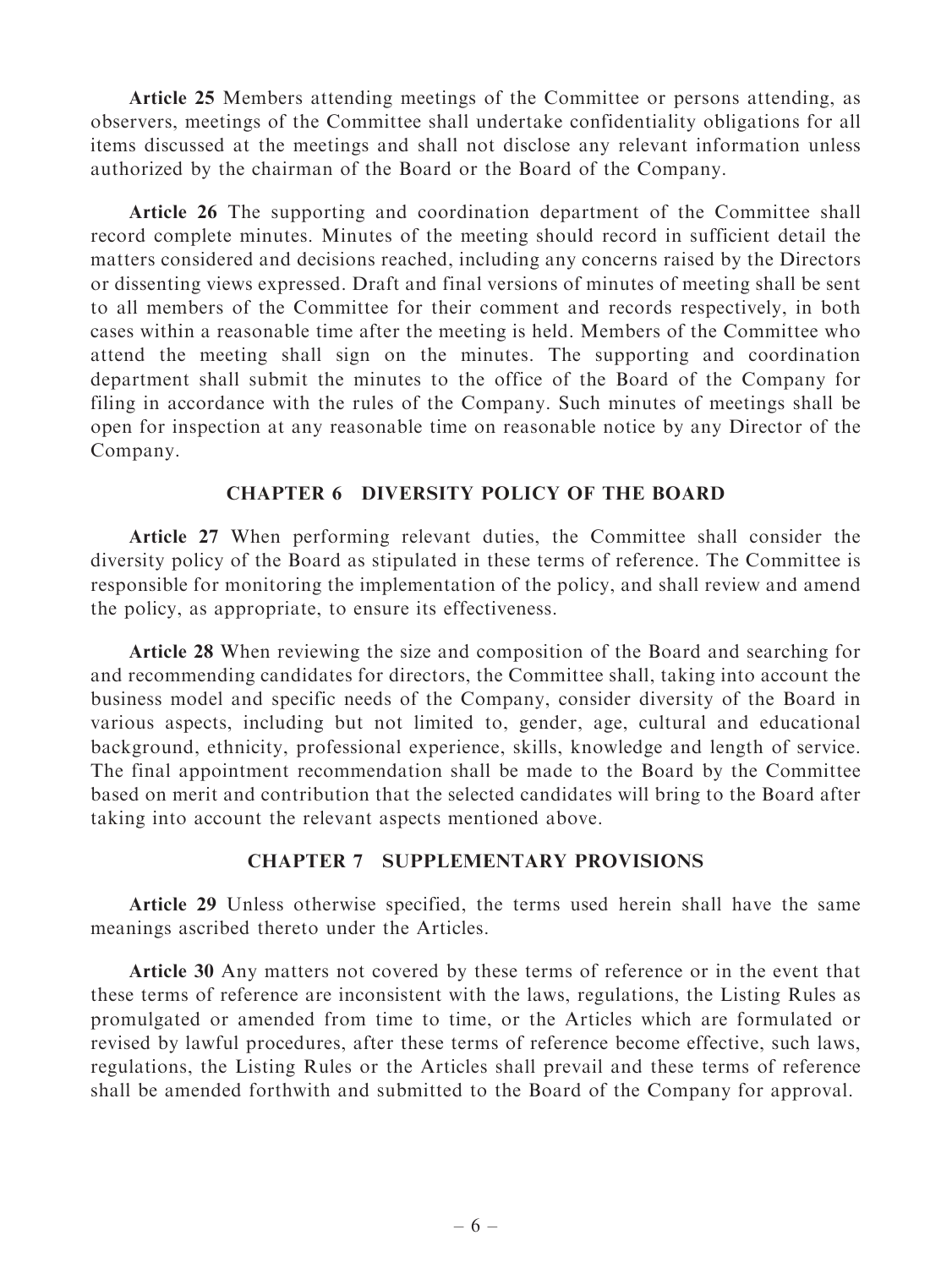**Article 25** Members attending meetings of the Committee or persons attending, as observers, meetings of the Committee shall undertake confidentiality obligations for all items discussed at the meetings and shall not disclose any relevant information unless authorized by the chairman of the Board or the Board of the Company.

**Article 26** The supporting and coordination department of the Committee shall record complete minutes. Minutes of the meeting should record in sufficient detail the matters considered and decisions reached, including any concerns raised by the Directors or dissenting views expressed. Draft and final versions of minutes of meeting shall be sent to all members of the Committee for their comment and records respectively, in both cases within a reasonable time after the meeting is held. Members of the Committee who attend the meeting shall sign on the minutes. The supporting and coordination department shall submit the minutes to the office of the Board of the Company for filing in accordance with the rules of the Company. Such minutes of meetings shall be open for inspection at any reasonable time on reasonable notice by any Director of the Company.

## CHAPTER 6 DIVERSITY POLICY OF THE BOARD

**Article 27** When performing relevant duties, the Committee shall consider the diversity policy of the Board as stipulated in these terms of reference. The Committee is responsible for monitoring the implementation of the policy, and shall review and amend the policy, as appropriate, to ensure its effectiveness.

**Article 28** When reviewing the size and composition of the Board and searching for and recommending candidates for directors, the Committee shall, taking into account the business model and specific needs of the Company, consider diversity of the Board in various aspects, including but not limited to, gender, age, cultural and educational background, ethnicity, professional experience, skills, knowledge and length of service. The final appointment recommendation shall be made to the Board by the Committee based on merit and contribution that the selected candidates will bring to the Board after taking into account the relevant aspects mentioned above.

## CHAPTER 7 SUPPLEMENTARY PROVISIONS

**Article 29** Unless otherwise specified, the terms used herein shall have the same meanings ascribed thereto under the Articles.

**Article 30** Any matters not covered by these terms of reference or in the event that these terms of reference are inconsistent with the laws, regulations, the Listing Rules as promulgated or amended from time to time, or the Articles which are formulated or revised by lawful procedures, after these terms of reference become effective, such laws, regulations, the Listing Rules or the Articles shall prevail and these terms of reference shall be amended forthwith and submitted to the Board of the Company for approval.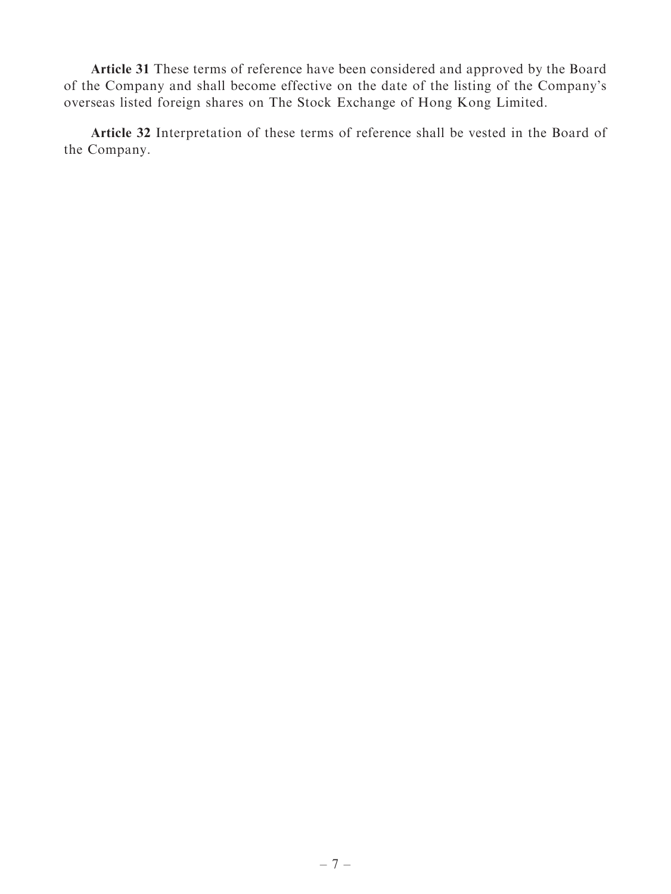**Article 31** These terms of reference have been considered and approved by the Board of the Company and shall become effective on the date of the listing of the Company's overseas listed foreign shares on The Stock Exchange of Hong Kong Limited.

**Article 32** Interpretation of these terms of reference shall be vested in the Board of the Company.